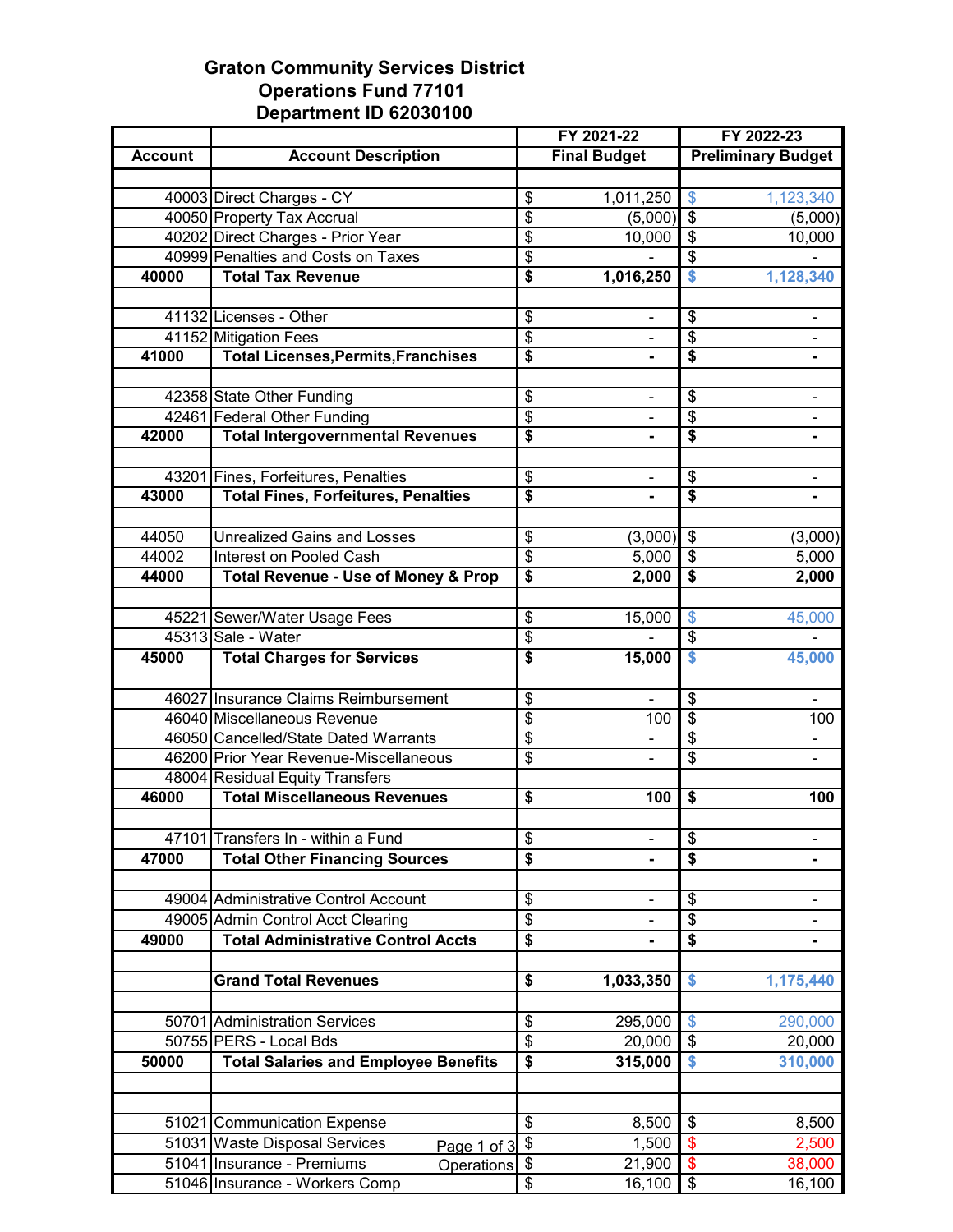# Graton Community Services District
## Operations Fund 77101
## Department ID 62030100

| Account | Account Description | FY 2021-22 Final Budget | FY 2022-23 Preliminary Budget |
|---|---|---|---|
| | | | |
| 40003 | Direct Charges - CY | $ 1,011,250 | $ 1,123,340 |
| 40050 | Property Tax Accrual | $ (5,000) | $ (5,000) |
| 40202 | Direct Charges - Prior Year | $ 10,000 | $ 10,000 |
| 40999 | Penalties and Costs on Taxes | $ - | $ - |
| **40000** | **Total Tax Revenue** | **$ 1,016,250** | **$ 1,128,340** |
| | | | |
| 41132 | Licenses - Other | $ - | $ - |
| 41152 | Mitigation Fees | $ - | $ - |
| **41000** | **Total Licenses,Permits,Franchises** | **$ -** | **$ -** |
| | | | |
| 42358 | State Other Funding | $ - | $ - |
| 42461 | Federal Other Funding | $ - | $ - |
| **42000** | **Total Intergovernmental Revenues** | **$ -** | **$ -** |
| | | | |
| 43201 | Fines, Forfeitures, Penalties | $ - | $ - |
| **43000** | **Total Fines, Forfeitures, Penalties** | **$ -** | **$ -** |
| | | | |
| 44050 | Unrealized Gains and Losses | $ (3,000) | $ (3,000) |
| 44002 | Interest on Pooled Cash | $ 5,000 | $ 5,000 |
| **44000** | **Total Revenue - Use of Money & Prop** | **$ 2,000** | **$ 2,000** |
| | | | |
| 45221 | Sewer/Water Usage Fees | $ 15,000 | $ 45,000 |
| 45313 | Sale - Water | $ - | $ - |
| **45000** | **Total Charges for Services** | **$ 15,000** | **$ 45,000** |
| | | | |
| 46027 | Insurance Claims Reimbursement | $ - | $ - |
| 46040 | Miscellaneous Revenue | $ 100 | $ 100 |
| 46050 | Cancelled/State Dated Warrants | $ - | $ - |
| 46200 | Prior Year Revenue-Miscellaneous | $ - | $ - |
| 48004 | Residual Equity Transfers | | |
| **46000** | **Total Miscellaneous Revenues** | **$ 100** | **$ 100** |
| | | | |
| 47101 | Transfers In - within a Fund | $ - | $ - |
| **47000** | **Total Other Financing Sources** | **$ -** | **$ -** |
| | | | |
| 49004 | Administrative Control Account | $ - | $ - |
| 49005 | Admin Control Acct Clearing | $ - | $ - |
| **49000** | **Total Administrative Control Accts** | **$ -** | **$ -** |
| | | | |
| | **Grand Total Revenues** | **$ 1,033,350** | **$ 1,175,440** |
| | | | |
| 50701 | Administration Services | $ 295,000 | $ 290,000 |
| 50755 | PERS - Local Bds | $ 20,000 | $ 20,000 |
| **50000** | **Total Salaries and Employee Benefits** | **$ 315,000** | **$ 310,000** |
| | | | |
| | | | |
| 51021 | Communication Expense | $ 8,500 | $ 8,500 |
| 51031 | Waste Disposal Services | $ 1,500 | $ 2,500 |
| 51041 | Insurance - Premiums | $ 21,900 | $ 38,000 |
| 51046 | Insurance - Workers Comp | $ 16,100 | $ 16,100 |

Operations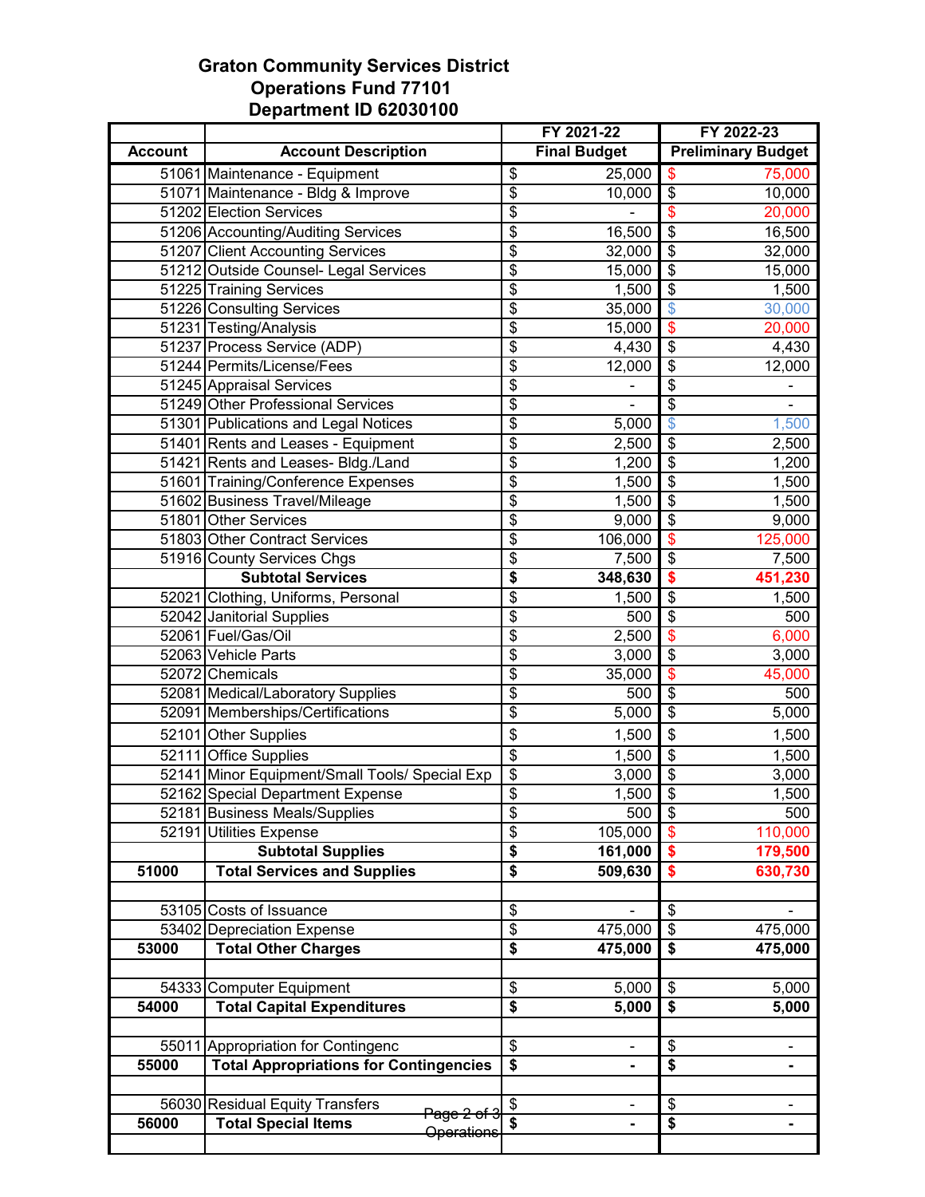# Graton Community Services District
## Operations Fund 77101
## Department ID 62030100

| Account | Account Description | FY 2021-22 Final Budget | FY 2022-23 Preliminary Budget |
|---|---|---|---|
| 51061 | Maintenance - Equipment | $ 25,000 | $ 75,000 |
| 51071 | Maintenance - Bldg & Improve | $ 10,000 | $ 10,000 |
| 51202 | Election Services | $ - | $ 20,000 |
| 51206 | Accounting/Auditing Services | $ 16,500 | $ 16,500 |
| 51207 | Client Accounting Services | $ 32,000 | $ 32,000 |
| 51212 | Outside Counsel- Legal Services | $ 15,000 | $ 15,000 |
| 51225 | Training Services | $ 1,500 | $ 1,500 |
| 51226 | Consulting Services | $ 35,000 | $ 30,000 |
| 51231 | Testing/Analysis | $ 15,000 | $ 20,000 |
| 51237 | Process Service (ADP) | $ 4,430 | $ 4,430 |
| 51244 | Permits/License/Fees | $ 12,000 | $ 12,000 |
| 51245 | Appraisal Services | $ - | $ - |
| 51249 | Other Professional Services | $ - | $ - |
| 51301 | Publications and Legal Notices | $ 5,000 | $ 1,500 |
| 51401 | Rents and Leases - Equipment | $ 2,500 | $ 2,500 |
| 51421 | Rents and Leases- Bldg./Land | $ 1,200 | $ 1,200 |
| 51601 | Training/Conference Expenses | $ 1,500 | $ 1,500 |
| 51602 | Business Travel/Mileage | $ 1,500 | $ 1,500 |
| 51801 | Other Services | $ 9,000 | $ 9,000 |
| 51803 | Other Contract Services | $ 106,000 | $ 125,000 |
| 51916 | County Services Chgs | $ 7,500 | $ 7,500 |
| | **Subtotal Services** | **$ 348,630** | **$ 451,230** |
| 52021 | Clothing, Uniforms, Personal | $ 1,500 | $ 1,500 |
| 52042 | Janitorial Supplies | $ 500 | $ 500 |
| 52061 | Fuel/Gas/Oil | $ 2,500 | $ 6,000 |
| 52063 | Vehicle Parts | $ 3,000 | $ 3,000 |
| 52072 | Chemicals | $ 35,000 | $ 45,000 |
| 52081 | Medical/Laboratory Supplies | $ 500 | $ 500 |
| 52091 | Memberships/Certifications | $ 5,000 | $ 5,000 |
| 52101 | Other Supplies | $ 1,500 | $ 1,500 |
| 52111 | Office Supplies | $ 1,500 | $ 1,500 |
| 52141 | Minor Equipment/Small Tools/ Special Exp | $ 3,000 | $ 3,000 |
| 52162 | Special Department Expense | $ 1,500 | $ 1,500 |
| 52181 | Business Meals/Supplies | $ 500 | $ 500 |
| 52191 | Utilities Expense | $ 105,000 | $ 110,000 |
| | **Subtotal Supplies** | **$ 161,000** | **$ 179,500** |
| **51000** | **Total Services and Supplies** | **$ 509,630** | **$ 630,730** |
| | | | |
| 53105 | Costs of Issuance | $ - | $ - |
| 53402 | Depreciation Expense | $ 475,000 | $ 475,000 |
| **53000** | **Total Other Charges** | **$ 475,000** | **$ 475,000** |
| | | | |
| 54333 | Computer Equipment | $ 5,000 | $ 5,000 |
| **54000** | **Total Capital Expenditures** | **$ 5,000** | **$ 5,000** |
| | | | |
| 55011 | Appropriation for Contingenc | $ - | $ - |
| **55000** | **Total Appropriations for Contingencies** | **$ -** | **$ -** |
| | | | |
| 56030 | Residual Equity Transfers | $ - | $ - |
| **56000** | **Total Special Items** | **$ -** | **$ -** |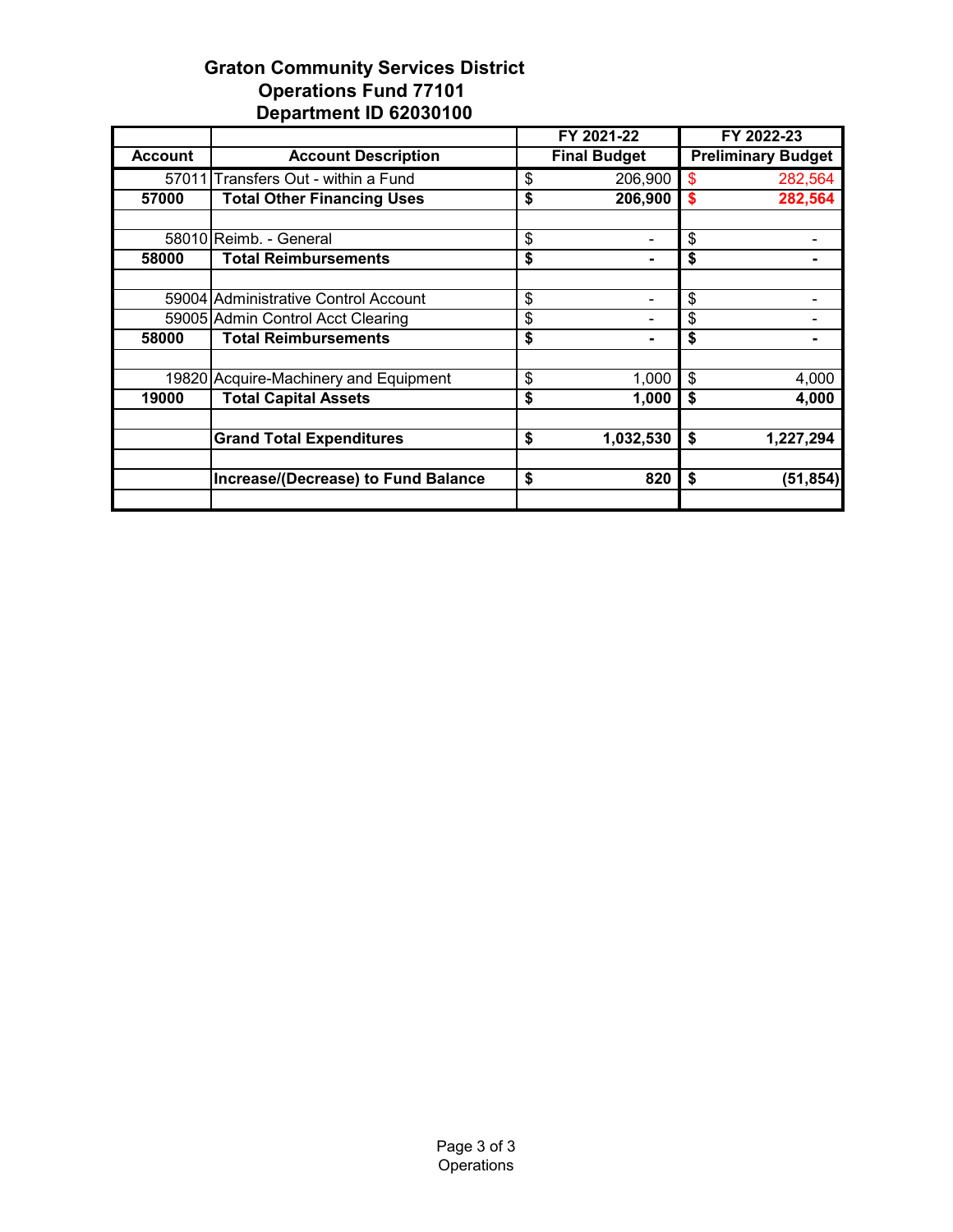# Graton Community Services District
## Operations Fund 77101
## Department ID 62030100

| | | FY 2021-22 | FY 2022-23 |
|---|---|---|---|
| **Account** | **Account Description** | **Final Budget** | **Preliminary Budget** |
| 57011 | Transfers Out - within a Fund | $ 206,900 | $ 282,564 |
| **57000** | **Total Other Financing Uses** | **$ 206,900** | **$ 282,564** |
| | | | |
| 58010 | Reimb. - General | $ - | $ - |
| **58000** | **Total Reimbursements** | **$ -** | **$ -** |
| | | | |
| 59004 | Administrative Control Account | $ - | $ - |
| 59005 | Admin Control Acct Clearing | $ - | $ - |
| **58000** | **Total Reimbursements** | **$ -** | **$ -** |
| | | | |
| 19820 | Acquire-Machinery and Equipment | $ 1,000 | $ 4,000 |
| **19000** | **Total Capital Assets** | **$ 1,000** | **$ 4,000** |
| | | | |
| | **Grand Total Expenditures** | **$ 1,032,530** | **$ 1,227,294** |
| | | | |
| | **Increase/(Decrease) to Fund Balance** | **$ 820** | **$ (51,854)** |

Operations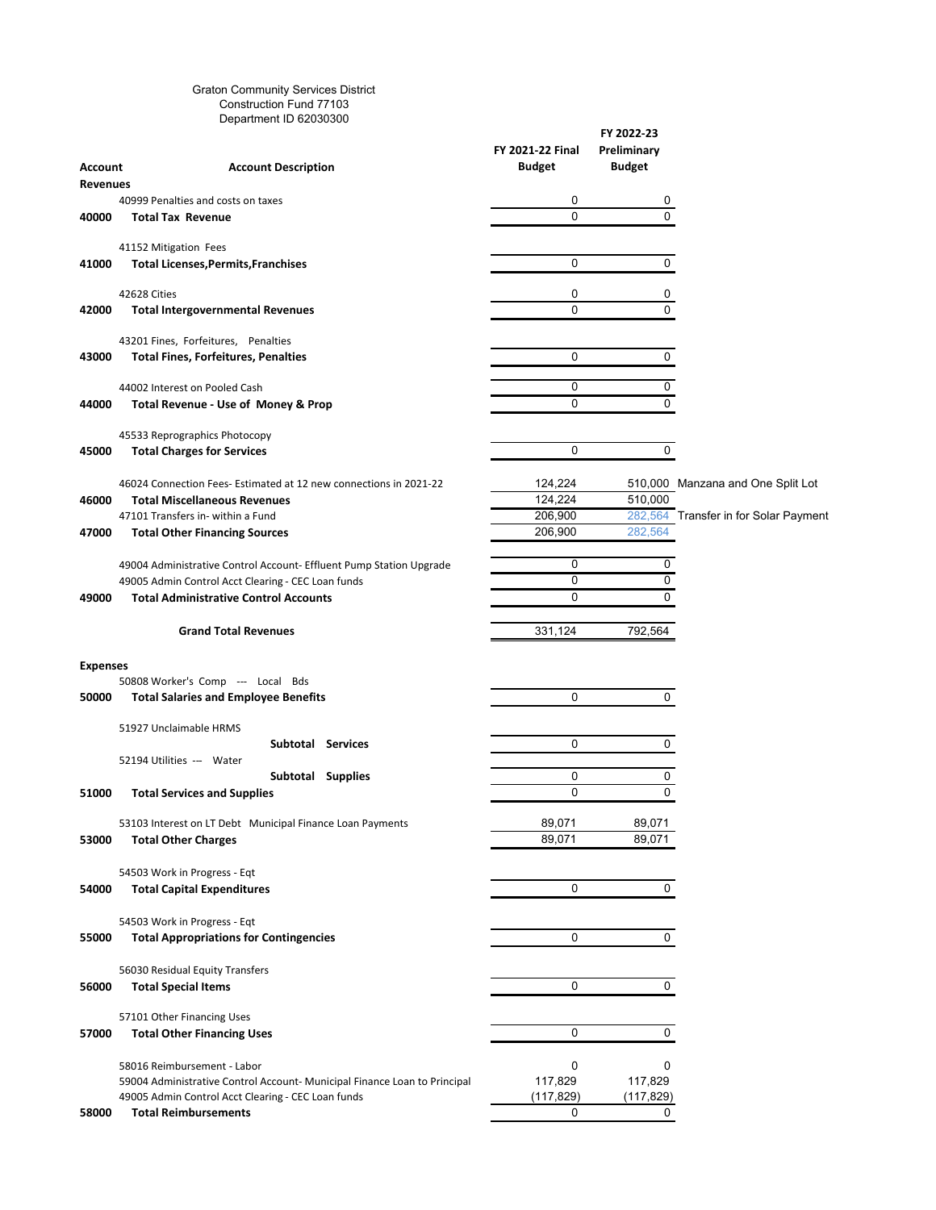Graton Community Services District
Construction Fund 77103
Department ID 62030300

| Account | Account Description | FY 2021-22 Final Budget | FY 2022-23 Preliminary Budget | |
|---|---|---|---|---|
| **Revenues** | | | | |
| | 40999 Penalties and costs on taxes | 0 | 0 | |
| **40000** | **Total Tax Revenue** | 0 | 0 | |
| | 41152 Mitigation Fees | | | |
| **41000** | **Total Licenses,Permits,Franchises** | 0 | 0 | |
| | 42628 Cities | 0 | 0 | |
| **42000** | **Total Intergovernmental Revenues** | 0 | 0 | |
| | 43201 Fines, Forfeitures, Penalties | | | |
| **43000** | **Total Fines, Forfeitures, Penalties** | 0 | 0 | |
| | 44002 Interest on Pooled Cash | 0 | 0 | |
| **44000** | **Total Revenue - Use of Money & Prop** | 0 | 0 | |
| | 45533 Reprographics Photocopy | | | |
| **45000** | **Total Charges for Services** | 0 | 0 | |
| | 46024 Connection Fees- Estimated at 12 new connections in 2021-22 | 124,224 | 510,000 | Manzana and One Split Lot |
| **46000** | **Total Miscellaneous Revenues** | 124,224 | 510,000 | |
| | 47101 Transfers in- within a Fund | 206,900 | 282,564 | Transfer in for Solar Payment |
| **47000** | **Total Other Financing Sources** | 206,900 | 282,564 | |
| | 49004 Administrative Control Account- Effluent Pump Station Upgrade | 0 | 0 | |
| | 49005 Admin Control Acct Clearing - CEC Loan funds | 0 | 0 | |
| **49000** | **Total Administrative Control Accounts** | 0 | 0 | |
| | **Grand Total Revenues** | 331,124 | 792,564 | |
| **Expenses** | | | | |
| | 50808 Worker's Comp --- Local Bds | | | |
| **50000** | **Total Salaries and Employee Benefits** | 0 | 0 | |
| | 51927 Unclaimable HRMS | | | |
| | **Subtotal Services** | 0 | 0 | |
| | 52194 Utilities --- Water | | | |
| | **Subtotal Supplies** | 0 | 0 | |
| **51000** | **Total Services and Supplies** | 0 | 0 | |
| | 53103 Interest on LT Debt Municipal Finance Loan Payments | 89,071 | 89,071 | |
| **53000** | **Total Other Charges** | 89,071 | 89,071 | |
| | 54503 Work in Progress - Eqt | | | |
| **54000** | **Total Capital Expenditures** | 0 | 0 | |
| | 54503 Work in Progress - Eqt | | | |
| **55000** | **Total Appropriations for Contingencies** | 0 | 0 | |
| | 56030 Residual Equity Transfers | | | |
| **56000** | **Total Special Items** | 0 | 0 | |
| | 57101 Other Financing Uses | | | |
| **57000** | **Total Other Financing Uses** | 0 | 0 | |
| | 58016 Reimbursement - Labor | 0 | 0 | |
| | 59004 Administrative Control Account- Municipal Finance Loan to Principal | 117,829 | 117,829 | |
| | 49005 Admin Control Acct Clearing - CEC Loan funds | (117,829) | (117,829) | |
| **58000** | **Total Reimbursements** | 0 | 0 | |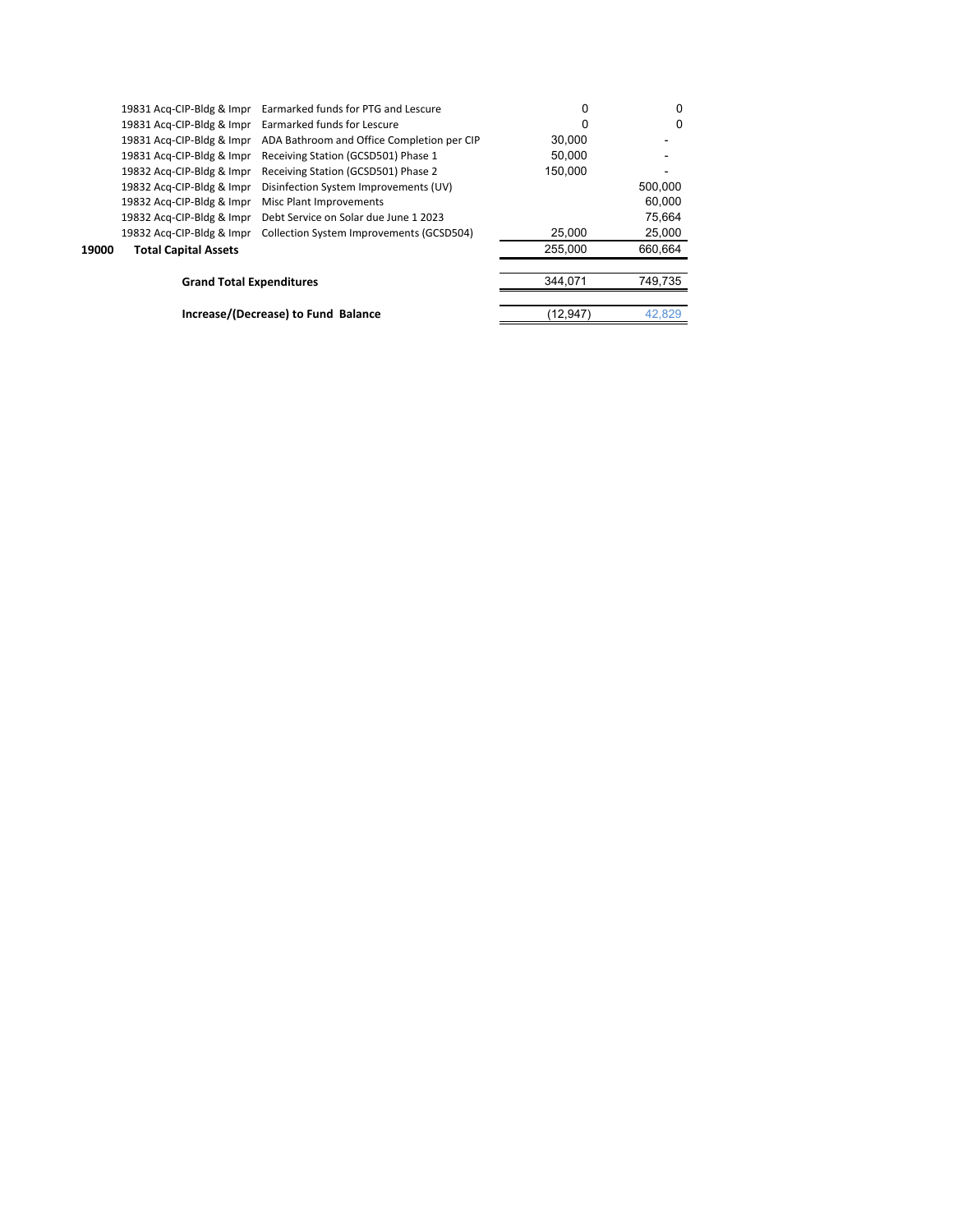| | | | | |
|---|---|---|---|---|
| | 19831 Acq-CIP-Bldg & Impr | Earmarked funds for PTG and Lescure | 0 | 0 |
| | 19831 Acq-CIP-Bldg & Impr | Earmarked funds for Lescure | 0 | 0 |
| | 19831 Acq-CIP-Bldg & Impr | ADA Bathroom and Office Completion per CIP | 30,000 | - |
| | 19831 Acq-CIP-Bldg & Impr | Receiving Station (GCSD501) Phase 1 | 50,000 | - |
| | 19832 Acq-CIP-Bldg & Impr | Receiving Station (GCSD501) Phase 2 | 150,000 | - |
| | 19832 Acq-CIP-Bldg & Impr | Disinfection System Improvements (UV) | | 500,000 |
| | 19832 Acq-CIP-Bldg & Impr | Misc Plant Improvements | | 60,000 |
| | 19832 Acq-CIP-Bldg & Impr | Debt Service on Solar due June 1 2023 | | 75,664 |
| | 19832 Acq-CIP-Bldg & Impr | Collection System Improvements (GCSD504) | 25,000 | 25,000 |
| **19000** | **Total Capital Assets** | | 255,000 | 660,664 |
| | **Grand Total Expenditures** | | 344,071 | 749,735 |
| | **Increase/(Decrease) to Fund Balance** | | (12,947) | 42,829 |